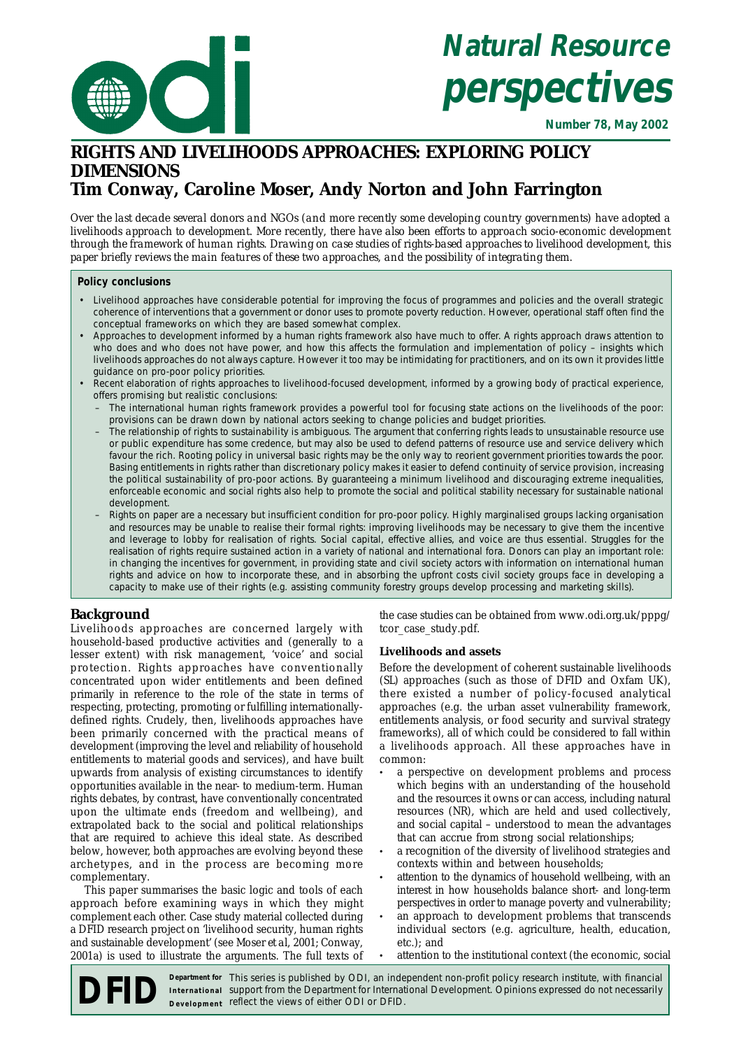# Natural Resource perspectives

**Number 78, May 2002**

## RIGHTS AND LIVELIHOODS APPROACHES: EXPLORING POLICY DIMENSIONS

### Tim Conway, Caroline Moser, Andy Norton and John Farrington

*Over the last decade several donors and NGOs (and more recently some developing country governments) have adopted a livelihoods approach to development. More recently, there have also been efforts to approach socio-economic development through the framework of human rights. Drawing on case studies of rights-based approaches to livelihood development, this paper briefly reviews the main features of these two approaches, and the possibility of integrating them.*

**Policy conclusions**

- Livelihood approaches have considerable potential for improving the focus of programmes and policies and the overall strategic coherence of interventions that a government or donor uses to promote poverty reduction. However, operational staff often find the conceptual frameworks on which they are based somewhat complex.
- Approaches to development informed by a human rights framework also have much to offer. A rights approach draws attention to who does and who does not have power, and how this affects the formulation and implementation of policy – insights which livelihoods approaches do not always capture. However it too may be intimidating for practitioners, and on its own it provides little guidance on pro-poor policy priorities.
- Recent elaboration of rights approaches to livelihood-focused development, informed by a growing body of practical experience, offers promising but realistic conclusions:
  - The international human rights framework provides a powerful tool for focusing state actions on the livelihoods of the poor: provisions can be drawn down by national actors seeking to change policies and budget priorities.
  - The relationship of rights to sustainability is ambiguous. The argument that conferring rights leads to unsustainable resource use or public expenditure has some credence, but may also be used to defend patterns of resource use and service delivery which favour the rich. Rooting policy in universal basic rights may be the only way to reorient government priorities towards the poor. Basing entitlements in rights rather than discretionary policy makes it easier to defend continuity of service provision, increasing the political sustainability of pro-poor actions. By guaranteeing a minimum livelihood and discouraging extreme inequalities, enforceable economic and social rights also help to promote the social and political stability necessary for sustainable national development.
  - Rights on paper are a necessary but insufficient condition for pro-poor policy. Highly marginalised groups lacking organisation and resources may be unable to realise their formal rights: improving livelihoods may be necessary to give them the incentive and leverage to lobby for realisation of rights. Social capital, effective allies, and voice are thus essential. Struggles for the realisation of rights require sustained action in a variety of national and international fora. Donors can play an important role: in changing the incentives for government, in providing state and civil society actors with information on international human rights and advice on how to incorporate these, and in absorbing the upfront costs civil society groups face in developing a capacity to make use of their rights (e.g. assisting community forestry groups develop processing and marketing skills).

## Background

Livelihoods approaches are concerned largely with household-based productive activities and (generally to a lesser extent) with risk management, 'voice' and social protection. Rights approaches have conventionally concentrated upon wider entitlements and been defined primarily in reference to the role of the state in terms of respecting, protecting, promoting or fulfilling internationally-defined rights. Crudely, then, livelihoods approaches have been primarily concerned with the practical means of development (improving the level and reliability of household entitlements to material goods and services), and have built upwards from analysis of existing circumstances to identify opportunities available in the near- to medium-term. Human rights debates, by contrast, have conventionally concentrated upon the ultimate ends (freedom and wellbeing), and extrapolated back to the social and political relationships that are required to achieve this ideal state. As described below, however, both approaches are evolving beyond these archetypes, and in the process are becoming more complementary.

This paper summarises the basic logic and tools of each approach before examining ways in which they might complement each other. Case study material collected during a DFID research project on 'livelihood security, human rights and sustainable development' (see Moser et al, 2001; Conway, 2001a) is used to illustrate the arguments. The full texts of the case studies can be obtained from www.odi.org.uk/pppg/tcor_case_study.pdf.

### Livelihoods and assets

Before the development of coherent sustainable livelihoods (SL) approaches (such as those of DFID and Oxfam UK), there existed a number of policy-focused analytical approaches (e.g. the urban asset vulnerability framework, entitlements analysis, or food security and survival strategy frameworks), all of which could be considered to fall within a livelihoods approach. All these approaches have in common:

- a perspective on development problems and process which begins with an understanding of the household and the resources it owns or can access, including natural resources (NR), which are held and used collectively, and social capital – understood to mean the advantages that can accrue from strong social relationships;
- a recognition of the diversity of livelihood strategies and contexts within and between households;
- attention to the dynamics of household wellbeing, with an interest in how households balance short- and long-term perspectives in order to manage poverty and vulnerability;
- an approach to development problems that transcends individual sectors (e.g. agriculture, health, education, etc.); and
- attention to the institutional context (the economic, social

**DFID** Department for International Development — This series is published by ODI, an independent non-profit policy research institute, with financial support from the Department for International Development. Opinions expressed do not necessarily reflect the views of either ODI or DFID.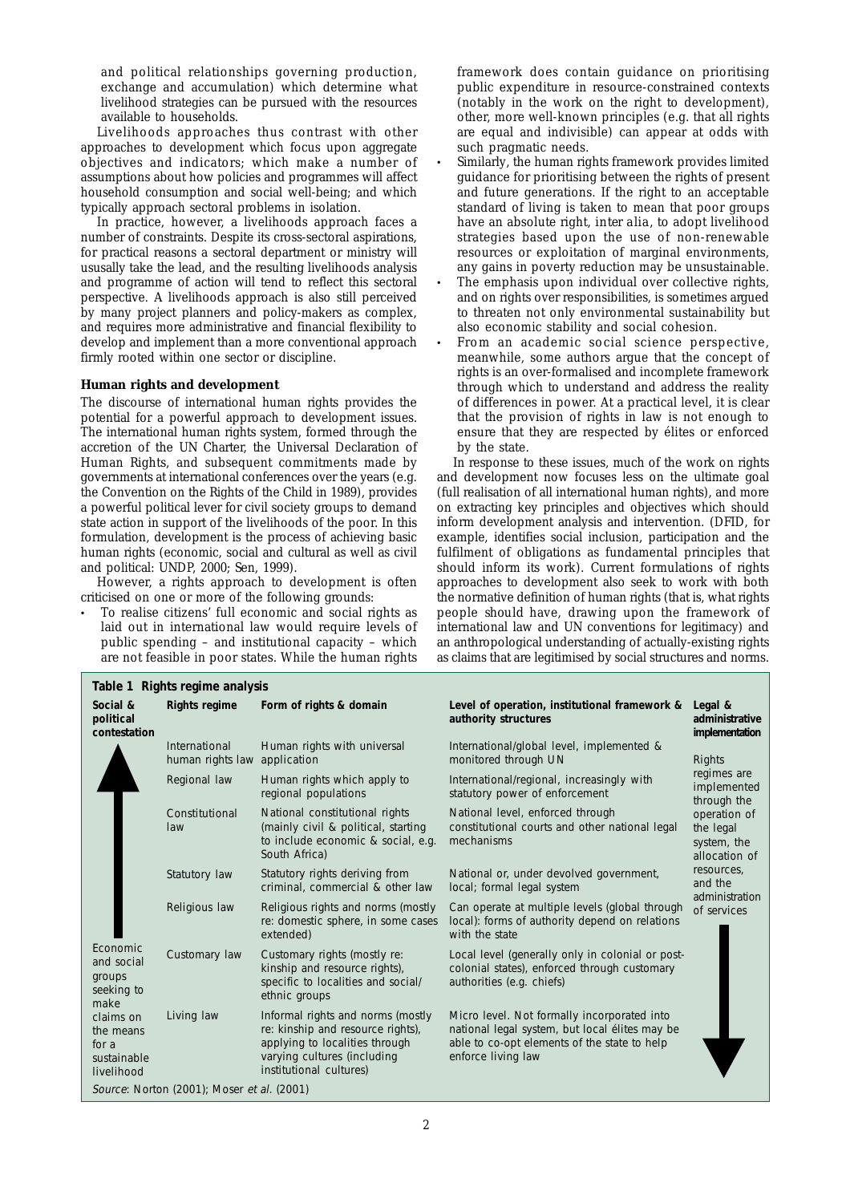and political relationships governing production, exchange and accumulation) which determine what livelihood strategies can be pursued with the resources available to households.

Livelihoods approaches thus contrast with other approaches to development which focus upon aggregate objectives and indicators; which make a number of assumptions about how policies and programmes will affect household consumption and social well-being; and which typically approach sectoral problems in isolation.

In practice, however, a livelihoods approach faces a number of constraints. Despite its cross-sectoral aspirations, for practical reasons a sectoral department or ministry will ususally take the lead, and the resulting livelihoods analysis and programme of action will tend to reflect this sectoral perspective. A livelihoods approach is also still perceived by many project planners and policy-makers as complex, and requires more administrative and financial flexibility to develop and implement than a more conventional approach firmly rooted within one sector or discipline.

**Human rights and development**

The discourse of international human rights provides the potential for a powerful approach to development issues. The international human rights system, formed through the accretion of the UN Charter, the Universal Declaration of Human Rights, and subsequent commitments made by governments at international conferences over the years (e.g. the Convention on the Rights of the Child in 1989), provides a powerful political lever for civil society groups to demand state action in support of the livelihoods of the poor. In this formulation, development is the process of achieving basic human rights (economic, social and cultural as well as civil and political: UNDP, 2000; Sen, 1999).

However, a rights approach to development is often criticised on one or more of the following grounds:

- To realise citizens' full economic and social rights as laid out in international law would require levels of public spending – and institutional capacity – which are not feasible in poor states. While the human rights framework does contain guidance on prioritising public expenditure in resource-constrained contexts (notably in the work on the right to development), other, more well-known principles (e.g. that all rights are equal and indivisible) can appear at odds with such pragmatic needs.
- Similarly, the human rights framework provides limited guidance for prioritising between the rights of present and future generations. If the right to an acceptable standard of living is taken to mean that poor groups have an absolute right, inter alia, to adopt livelihood strategies based upon the use of non-renewable resources or exploitation of marginal environments, any gains in poverty reduction may be unsustainable.
- The emphasis upon individual over collective rights, and on rights over responsibilities, is sometimes argued to threaten not only environmental sustainability but also economic stability and social cohesion.
- From an academic social science perspective, meanwhile, some authors argue that the concept of rights is an over-formalised and incomplete framework through which to understand and address the reality of differences in power. At a practical level, it is clear that the provision of rights in law is not enough to ensure that they are respected by élites or enforced by the state.

In response to these issues, much of the work on rights and development now focuses less on the ultimate goal (full realisation of all international human rights), and more on extracting key principles and objectives which should inform development analysis and intervention. (DFID, for example, identifies social inclusion, participation and the fulfilment of obligations as fundamental principles that should inform its work). Current formulations of rights approaches to development also seek to work with both the normative definition of human rights (that is, what rights people should have, drawing upon the framework of international law and UN conventions for legitimacy) and an anthropological understanding of actually-existing rights as claims that are legitimised by social structures and norms.

**Table 1 Rights regime analysis**

| Social & political contestation | Rights regime | Form of rights & domain | Level of operation, institutional framework & authority structures | Legal & administrative implementation |
|---|---|---|---|---|
| ↑ | International human rights law | Human rights with universal application | International/global level, implemented & monitored through UN | Rights regimes are implemented through the operation of the legal system, the allocation of resources, and the administration of services ↓ |
| | Regional law | Human rights which apply to regional populations | International/regional, increasingly with statutory power of enforcement | |
| | Constitutional law | National constitutional rights (mainly civil & political, starting to include economic & social, e.g. South Africa) | National level, enforced through constitutional courts and other national legal mechanisms | |
| | Statutory law | Statutory rights deriving from criminal, commercial & other law | National or, under devolved government, local; formal legal system | |
| | Religious law | Religious rights and norms (mostly re: domestic sphere, in some cases extended) | Can operate at multiple levels (global through local): forms of authority depend on relations with the state | |
| Economic and social groups seeking to make claims on the means for a sustainable livelihood | Customary law | Customary rights (mostly re: kinship and resource rights), specific to localities and social/ ethnic groups | Local level (generally only in colonial or post-colonial states), enforced through customary authorities (e.g. chiefs) | |
| | Living law | Informal rights and norms (mostly re: kinship and resource rights), applying to localities through varying cultures (including institutional cultures) | Micro level. Not formally incorporated into national legal system, but local élites may be able to co-opt elements of the state to help enforce living law | |

*Source*: Norton (2001); Moser *et al.* (2001)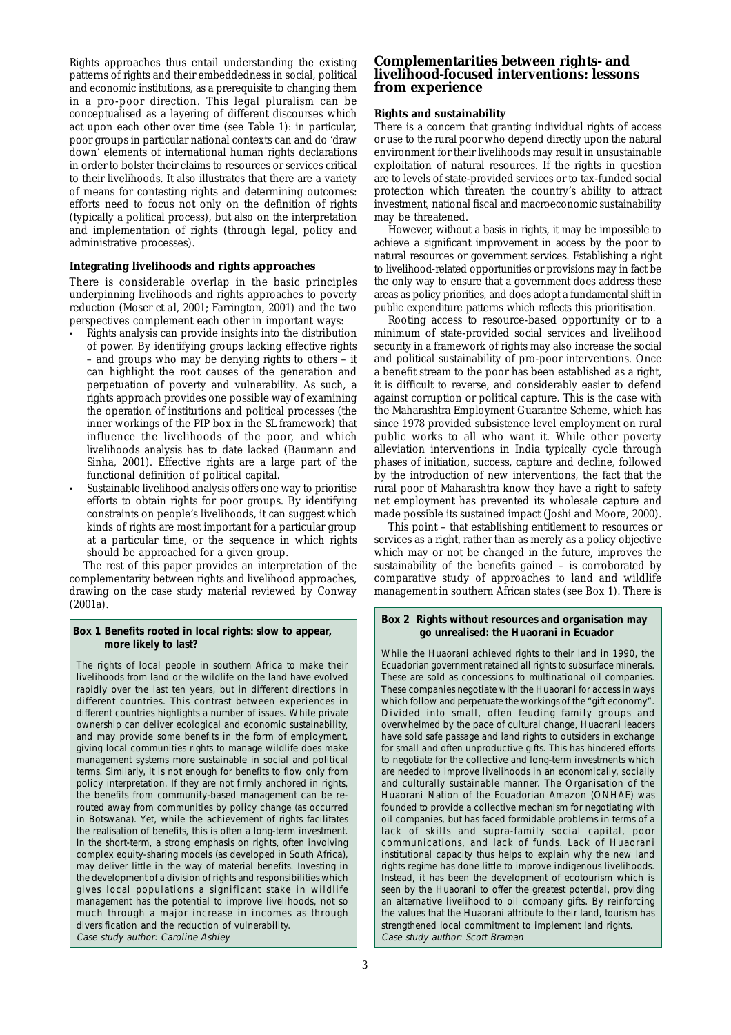Rights approaches thus entail understanding the existing patterns of rights and their embeddedness in social, political and economic institutions, as a prerequisite to changing them in a pro-poor direction. This legal pluralism can be conceptualised as a layering of different discourses which act upon each other over time (see Table 1): in particular, poor groups in particular national contexts can and do 'draw down' elements of international human rights declarations in order to bolster their claims to resources or services critical to their livelihoods. It also illustrates that there are a variety of means for contesting rights and determining outcomes: efforts need to focus not only on the definition of rights (typically a political process), but also on the interpretation and implementation of rights (through legal, policy and administrative processes).

### Integrating livelihoods and rights approaches

There is considerable overlap in the basic principles underpinning livelihoods and rights approaches to poverty reduction (Moser et al, 2001; Farrington, 2001) and the two perspectives complement each other in important ways:

- Rights analysis can provide insights into the distribution of power. By identifying groups lacking effective rights – and groups who may be denying rights to others – it can highlight the root causes of the generation and perpetuation of poverty and vulnerability. As such, a rights approach provides one possible way of examining the operation of institutions and political processes (the inner workings of the PIP box in the SL framework) that influence the livelihoods of the poor, and which livelihoods analysis has to date lacked (Baumann and Sinha, 2001). Effective rights are a large part of the functional definition of political capital.
- Sustainable livelihood analysis offers one way to prioritise efforts to obtain rights for poor groups. By identifying constraints on people's livelihoods, it can suggest which kinds of rights are most important for a particular group at a particular time, or the sequence in which rights should be approached for a given group.

The rest of this paper provides an interpretation of the complementarity between rights and livelihood approaches, drawing on the case study material reviewed by Conway (2001a).

> **Box 1 Benefits rooted in local rights: slow to appear, more likely to last?**
>
> The rights of local people in southern Africa to make their livelihoods from land or the wildlife on the land have evolved rapidly over the last ten years, but in different directions in different countries. This contrast between experiences in different countries highlights a number of issues. While private ownership can deliver ecological and economic sustainability, and may provide some benefits in the form of employment, giving local communities rights to manage wildlife does make management systems more sustainable in social and political terms. Similarly, it is not enough for benefits to flow only from policy interpretation. If they are not firmly anchored in rights, the benefits from community-based management can be re-routed away from communities by policy change (as occurred in Botswana). Yet, while the achievement of rights facilitates the realisation of benefits, this is often a long-term investment. In the short-term, a strong emphasis on rights, often involving complex equity-sharing models (as developed in South Africa), may deliver little in the way of material benefits. Investing in the development of a division of rights and responsibilities which gives local populations a significant stake in wildlife management has the potential to improve livelihoods, not so much through a major increase in incomes as through diversification and the reduction of vulnerability.
>
> *Case study author: Caroline Ashley*

## Complementarities between rights- and livelihood-focused interventions: lessons from experience

### Rights and sustainability

There is a concern that granting individual rights of access or use to the rural poor who depend directly upon the natural environment for their livelihoods may result in unsustainable exploitation of natural resources. If the rights in question are to levels of state-provided services or to tax-funded social protection which threaten the country's ability to attract investment, national fiscal and macroeconomic sustainability may be threatened.

However, without a basis in rights, it may be impossible to achieve a significant improvement in access by the poor to natural resources or government services. Establishing a right to livelihood-related opportunities or provisions may in fact be the only way to ensure that a government does address these areas as policy priorities, and does adopt a fundamental shift in public expenditure patterns which reflects this prioritisation.

Rooting access to resource-based opportunity or to a minimum of state-provided social services and livelihood security in a framework of rights may also increase the social and political sustainability of pro-poor interventions. Once a benefit stream to the poor has been established as a right, it is difficult to reverse, and considerably easier to defend against corruption or political capture. This is the case with the Maharashtra Employment Guarantee Scheme, which has since 1978 provided subsistence level employment on rural public works to all who want it. While other poverty alleviation interventions in India typically cycle through phases of initiation, success, capture and decline, followed by the introduction of new interventions, the fact that the rural poor of Maharashtra know they have a right to safety net employment has prevented its wholesale capture and made possible its sustained impact (Joshi and Moore, 2000).

This point – that establishing entitlement to resources or services as a right, rather than as merely as a policy objective which may or not be changed in the future, improves the sustainability of the benefits gained – is corroborated by comparative study of approaches to land and wildlife management in southern African states (see Box 1). There is

> **Box 2 Rights without resources and organisation may go unrealised: the Huaorani in Ecuador**
>
> While the Huaorani achieved rights to their land in 1990, the Ecuadorian government retained all rights to subsurface minerals. These are sold as concessions to multinational oil companies. These companies negotiate with the Huaorani for access in ways which follow and perpetuate the workings of the "gift economy". Divided into small, often feuding family groups and overwhelmed by the pace of cultural change, Huaorani leaders have sold safe passage and land rights to outsiders in exchange for small and often unproductive gifts. This has hindered efforts to negotiate for the collective and long-term investments which are needed to improve livelihoods in an economically, socially and culturally sustainable manner. The Organisation of the Huaorani Nation of the Ecuadorian Amazon (ONHAE) was founded to provide a collective mechanism for negotiating with oil companies, but has faced formidable problems in terms of a lack of skills and supra-family social capital, poor communications, and lack of funds. Lack of Huaorani institutional capacity thus helps to explain why the new land rights regime has done little to improve indigenous livelihoods. Instead, it has been the development of ecotourism which is seen by the Huaorani to offer the greatest potential, providing an alternative livelihood to oil company gifts. By reinforcing the values that the Huaorani attribute to their land, tourism has strengthened local commitment to implement land rights.
>
> *Case study author: Scott Braman*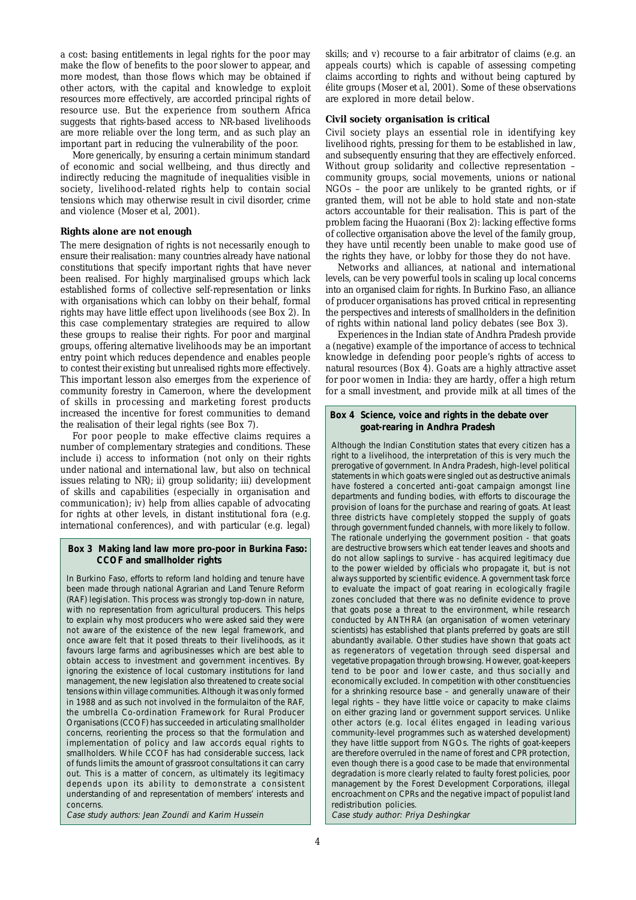a cost: basing entitlements in legal rights for the poor may make the flow of benefits to the poor slower to appear, and more modest, than those flows which may be obtained if other actors, with the capital and knowledge to exploit resources more effectively, are accorded principal rights of resource use. But the experience from southern Africa suggests that rights-based access to NR-based livelihoods are more reliable over the long term, and as such play an important part in reducing the vulnerability of the poor.

More generically, by ensuring a certain minimum standard of economic and social wellbeing, and thus directly and indirectly reducing the magnitude of inequalities visible in society, livelihood-related rights help to contain social tensions which may otherwise result in civil disorder, crime and violence (Moser *et al*, 2001).

### Rights alone are not enough

The mere designation of rights is not necessarily enough to ensure their realisation: many countries already have national constitutions that specify important rights that have never been realised. For highly marginalised groups which lack established forms of collective self-representation or links with organisations which can lobby on their behalf, formal rights may have little effect upon livelihoods (see Box 2). In this case complementary strategies are required to allow these groups to realise their rights. For poor and marginal groups, offering alternative livelihoods may be an important entry point which reduces dependence and enables people to contest their existing but unrealised rights more effectively. This important lesson also emerges from the experience of community forestry in Cameroon, where the development of skills in processing and marketing forest products increased the incentive for forest communities to demand the realisation of their legal rights (see Box 7).

For poor people to make effective claims requires a number of complementary strategies and conditions. These include i) access to information (not only on their rights under national and international law, but also on technical issues relating to NR); ii) group solidarity; iii) development of skills and capabilities (especially in organisation and communication); iv) help from allies capable of advocating for rights at other levels, in distant institutional fora (e.g. international conferences), and with particular (e.g. legal) skills; and v) recourse to a fair arbitrator of claims (e.g. an appeals courts) which is capable of assessing competing claims according to rights and without being captured by élite groups (Moser *et al*, 2001). Some of these observations are explored in more detail below.

> **Box 3 Making land law more pro-poor in Burkina Faso: CCOF and smallholder rights**
>
> In Burkina Faso, efforts to reform land holding and tenure have been made through national Agrarian and Land Tenure Reform (RAF) legislation. This process was strongly top-down in nature, with no representation from agricultural producers. This helps to explain why most producers who were asked said they were not aware of the existence of the new legal framework, and once aware felt that it posed threats to their livelihoods, as it favours large farms and agribusinesses which are best able to obtain access to investment and government incentives. By ignoring the existence of local customary institutions for land management, the new legislation also threatened to create social tensions within village communities. Although it was only formed in 1988 and as such not involved in the formulaiton of the RAF, the umbrella Co-ordination Framework for Rural Producer Organisations (CCOF) has succeeded in articulating smallholder concerns, reorienting the process so that the formulation and implementation of policy and law accords equal rights to smallholders. While CCOF has had considerable success, lack of funds limits the amount of grassroot consultations it can carry out. This is a matter of concern, as ultimately its legitimacy depends upon its ability to demonstrate a consistent understanding of and representation of members' interests and concerns.
>
> *Case study authors: Jean Zoundi and Karim Hussein*

### Civil society organisation is critical

Civil society plays an essential role in identifying key livelihood rights, pressing for them to be established in law, and subsequently ensuring that they are effectively enforced. Without group solidarity and collective representation – community groups, social movements, unions or national NGOs – the poor are unlikely to be granted rights, or if granted them, will not be able to hold state and non-state actors accountable for their realisation. This is part of the problem facing the Huaorani (Box 2): lacking effective forms of collective organisation above the level of the family group, they have until recently been unable to make good use of the rights they have, or lobby for those they do not have.

Networks and alliances, at national and international levels, can be very powerful tools in scaling up local concerns into an organised claim for rights. In Burkino Faso, an alliance of producer organisations has proved critical in representing the perspectives and interests of smallholders in the definition of rights within national land policy debates (see Box 3).

Experiences in the Indian state of Andhra Pradesh provide a (negative) example of the importance of access to technical knowledge in defending poor people's rights of access to natural resources (Box 4). Goats are a highly attractive asset for poor women in India: they are hardy, offer a high return for a small investment, and provide milk at all times of the

> **Box 4 Science, voice and rights in the debate over goat-rearing in Andhra Pradesh**
>
> Although the Indian Constitution states that every citizen has a right to a livelihood, the interpretation of this is very much the prerogative of government. In Andra Pradesh, high-level political statements in which goats were singled out as destructive animals have fostered a concerted anti-goat campaign amongst line departments and funding bodies, with efforts to discourage the provision of loans for the purchase and rearing of goats. At least three districts have completely stopped the supply of goats through government funded channels, with more likely to follow. The rationale underlying the government position - that goats are destructive browsers which eat tender leaves and shoots and do not allow saplings to survive - has acquired legitimacy due to the power wielded by officials who propagate it, but is not always supported by scientific evidence. A government task force to evaluate the impact of goat rearing in ecologically fragile zones concluded that there was no definite evidence to prove that goats pose a threat to the environment, while research conducted by ANTHRA (an organisation of women veterinary scientists) has established that plants preferred by goats are still abundantly available. Other studies have shown that goats act as regenerators of vegetation through seed dispersal and vegetative propagation through browsing. However, goat-keepers tend to be poor and lower caste, and thus socially and economically excluded. In competition with other constituencies for a shrinking resource base – and generally unaware of their legal rights – they have little voice or capacity to make claims on either grazing land or government support services. Unlike other actors (e.g. local élites engaged in leading various community-level programmes such as watershed development) they have little support from NGOs. The rights of goat-keepers are therefore overruled in the name of forest and CPR protection, even though there is a good case to be made that environmental degradation is more clearly related to faulty forest policies, poor management by the Forest Development Corporations, illegal encroachment on CPRs and the negative impact of populist land redistribution policies.
>
> *Case study author: Priya Deshingkar*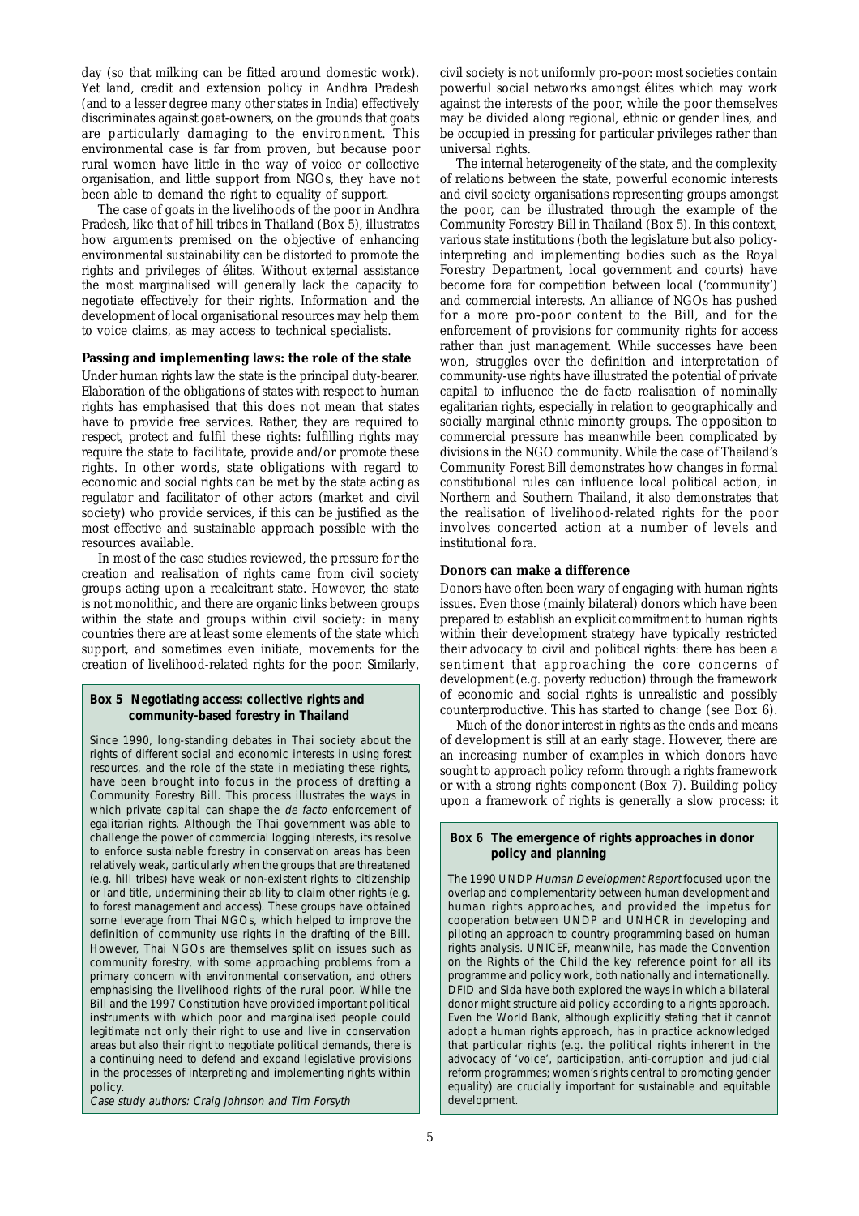day (so that milking can be fitted around domestic work). Yet land, credit and extension policy in Andhra Pradesh (and to a lesser degree many other states in India) effectively discriminates against goat-owners, on the grounds that goats are particularly damaging to the environment. This environmental case is far from proven, but because poor rural women have little in the way of voice or collective organisation, and little support from NGOs, they have not been able to demand the right to equality of support.

The case of goats in the livelihoods of the poor in Andhra Pradesh, like that of hill tribes in Thailand (Box 5), illustrates how arguments premised on the objective of enhancing environmental sustainability can be distorted to promote the rights and privileges of élites. Without external assistance the most marginalised will generally lack the capacity to negotiate effectively for their rights. Information and the development of local organisational resources may help them to voice claims, as may access to technical specialists.

**Passing and implementing laws: the role of the state**

Under human rights law the state is the principal duty-bearer. Elaboration of the obligations of states with respect to human rights has emphasised that this does not mean that states have to provide free services. Rather, they are required to respect, protect and fulfil these rights: fulfilling rights may require the state to facilitate, provide and/or promote these rights. In other words, state obligations with regard to economic and social rights can be met by the state acting as regulator and facilitator of other actors (market and civil society) who provide services, if this can be justified as the most effective and sustainable approach possible with the resources available.

In most of the case studies reviewed, the pressure for the creation and realisation of rights came from civil society groups acting upon a recalcitrant state. However, the state is not monolithic, and there are organic links between groups within the state and groups within civil society: in many countries there are at least some elements of the state which support, and sometimes even initiate, movements for the creation of livelihood-related rights for the poor. Similarly, civil society is not uniformly pro-poor: most societies contain powerful social networks amongst élites which may work against the interests of the poor, while the poor themselves may be divided along regional, ethnic or gender lines, and be occupied in pressing for particular privileges rather than universal rights.

The internal heterogeneity of the state, and the complexity of relations between the state, powerful economic interests and civil society organisations representing groups amongst the poor, can be illustrated through the example of the Community Forestry Bill in Thailand (Box 5). In this context, various state institutions (both the legislature but also policy-interpreting and implementing bodies such as the Royal Forestry Department, local government and courts) have become fora for competition between local ('community') and commercial interests. An alliance of NGOs has pushed for a more pro-poor content to the Bill, and for the enforcement of provisions for community rights for access rather than just management. While successes have been won, struggles over the definition and interpretation of community-use rights have illustrated the potential of private capital to influence the de facto realisation of nominally egalitarian rights, especially in relation to geographically and socially marginal ethnic minority groups. The opposition to commercial pressure has meanwhile been complicated by divisions in the NGO community. While the case of Thailand's Community Forest Bill demonstrates how changes in formal constitutional rules can influence local political action, in Northern and Southern Thailand, it also demonstrates that the realisation of livelihood-related rights for the poor involves concerted action at a number of levels and institutional fora.

> **Box 5 Negotiating access: collective rights and community-based forestry in Thailand**
>
> Since 1990, long-standing debates in Thai society about the rights of different social and economic interests in using forest resources, and the role of the state in mediating these rights, have been brought into focus in the process of drafting a Community Forestry Bill. This process illustrates the ways in which private capital can shape the *de facto* enforcement of egalitarian rights. Although the Thai government was able to challenge the power of commercial logging interests, its resolve to enforce sustainable forestry in conservation areas has been relatively weak, particularly when the groups that are threatened (e.g. hill tribes) have weak or non-existent rights to citizenship or land title, undermining their ability to claim other rights (e.g. to forest management and access). These groups have obtained some leverage from Thai NGOs, which helped to improve the definition of community use rights in the drafting of the Bill. However, Thai NGOs are themselves split on issues such as community forestry, with some approaching problems from a primary concern with environmental conservation, and others emphasising the livelihood rights of the rural poor. While the Bill and the 1997 Constitution have provided important political instruments with which poor and marginalised people could legitimate not only their right to use and live in conservation areas but also their right to negotiate political demands, there is a continuing need to defend and expand legislative provisions in the processes of interpreting and implementing rights within policy.
>
> *Case study authors: Craig Johnson and Tim Forsyth*

**Donors can make a difference**

Donors have often been wary of engaging with human rights issues. Even those (mainly bilateral) donors which have been prepared to establish an explicit commitment to human rights within their development strategy have typically restricted their advocacy to civil and political rights: there has been a sentiment that approaching the core concerns of development (e.g. poverty reduction) through the framework of economic and social rights is unrealistic and possibly counterproductive. This has started to change (see Box 6).

Much of the donor interest in rights as the ends and means of development is still at an early stage. However, there are an increasing number of examples in which donors have sought to approach policy reform through a rights framework or with a strong rights component (Box 7). Building policy upon a framework of rights is generally a slow process: it

> **Box 6 The emergence of rights approaches in donor policy and planning**
>
> The 1990 UNDP *Human Development Report* focused upon the overlap and complementarity between human development and human rights approaches, and provided the impetus for cooperation between UNDP and UNHCR in developing and piloting an approach to country programming based on human rights analysis. UNICEF, meanwhile, has made the Convention on the Rights of the Child the key reference point for all its programme and policy work, both nationally and internationally. DFID and Sida have both explored the ways in which a bilateral donor might structure aid policy according to a rights approach. Even the World Bank, although explicitly stating that it cannot adopt a human rights approach, has in practice acknowledged that particular rights (e.g. the political rights inherent in the advocacy of 'voice', participation, anti-corruption and judicial reform programmes; women's rights central to promoting gender equality) are crucially important for sustainable and equitable development.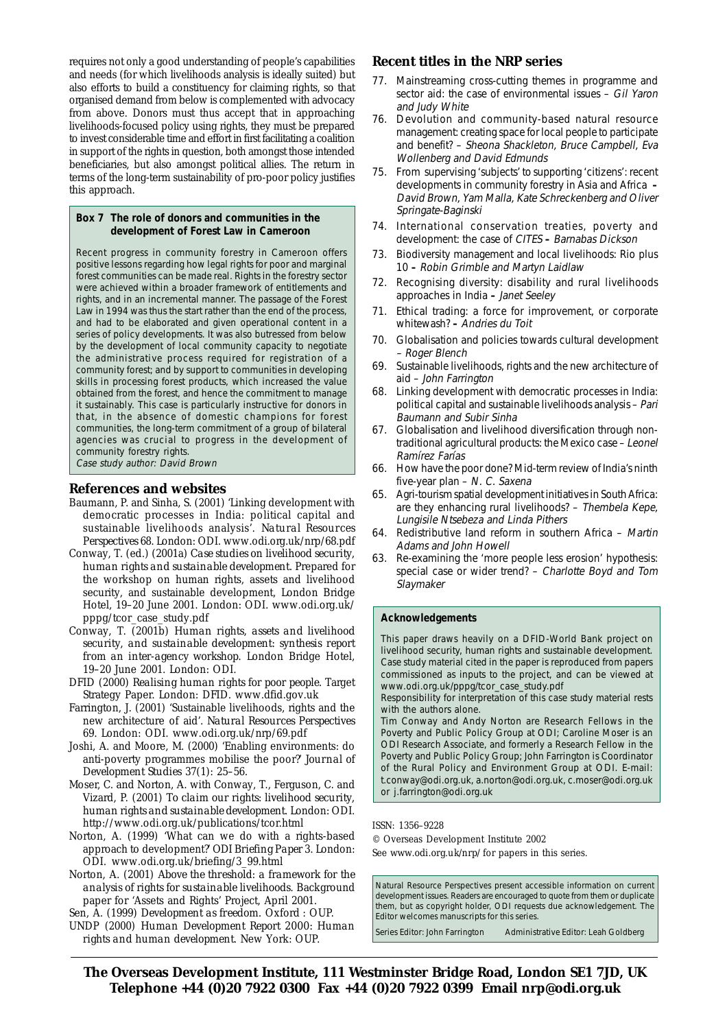requires not only a good understanding of people's capabilities and needs (for which livelihoods analysis is ideally suited) but also efforts to build a constituency for claiming rights, so that organised demand from below is complemented with advocacy from above. Donors must thus accept that in approaching livelihoods-focused policy using rights, they must be prepared to invest considerable time and effort in first facilitating a coalition in support of the rights in question, both amongst those intended beneficiaries, but also amongst political allies. The return in terms of the long-term sustainability of pro-poor policy justifies this approach.

**Box 7 The role of donors and communities in the development of Forest Law in Cameroon**

Recent progress in community forestry in Cameroon offers positive lessons regarding how legal rights for poor and marginal forest communities can be made real. Rights in the forestry sector were achieved within a broader framework of entitlements and rights, and in an incremental manner. The passage of the Forest Law in 1994 was thus the start rather than the end of the process, and had to be elaborated and given operational content in a series of policy developments. It was also butressed from below by the development of local community capacity to negotiate the administrative process required for registration of a community forest; and by support to communities in developing skills in processing forest products, which increased the value obtained from the forest, and hence the commitment to manage it sustainably. This case is particularly instructive for donors in that, in the absence of domestic champions for forest communities, the long-term commitment of a group of bilateral agencies was crucial to progress in the development of community forestry rights.

*Case study author: David Brown*

## References and websites

Baumann, P. and Sinha, S. (2001) 'Linking development with democratic processes in India: political capital and sustainable livelihoods analysis'. *Natural Resources Perspectives* 68. London: ODI. www.odi.org.uk/nrp/68.pdf

Conway, T. (ed.) (2001a) *Case studies on livelihood security, human rights and sustainable development*. Prepared for the workshop on human rights, assets and livelihood security, and sustainable development, London Bridge Hotel, 19–20 June 2001. London: ODI. www.odi.org.uk/pppg/tcor_case_study.pdf

Conway, T. (2001b) *Human rights, assets and livelihood security, and sustainable development: synthesis report from an inter-agency workshop*. London Bridge Hotel, 19–20 June 2001. London: ODI.

DFID (2000) *Realising human rights for poor people*. Target Strategy Paper. London: DFID. www.dfid.gov.uk

Farrington, J. (2001) 'Sustainable livelihoods, rights and the new architecture of aid'. *Natural Resources Perspectives* 69. London: ODI. www.odi.org.uk/nrp/69.pdf

Joshi, A. and Moore, M. (2000) 'Enabling environments: do anti-poverty programmes mobilise the poor?' *Journal of Development Studies* 37(1): 25–56.

Moser, C. and Norton, A. with Conway, T., Ferguson, C. and Vizard, P. (2001) *To claim our rights: livelihood security, human rights and sustainable development*. London: ODI. http://www.odi.org.uk/publications/tcor.html

Norton, A. (1999) 'What can we do with a rights-based approach to development?' *ODI Briefing Paper* 3. London: ODI. www.odi.org.uk/briefing/3_99.html

Norton, A. (2001) *Above the threshold: a framework for the analysis of rights for sustainable livelihoods*. Background paper for 'Assets and Rights' Project, April 2001.

Sen, A. (1999) *Development as freedom*. Oxford : OUP.

UNDP (2000) *Human Development Report 2000: Human rights and human development*. New York: OUP.

## Recent titles in the NRP series

77. Mainstreaming cross-cutting themes in programme and sector aid: the case of environmental issues – *Gil Yaron and Judy White*
76. Devolution and community-based natural resource management: creating space for local people to participate and benefit? – *Sheona Shackleton, Bruce Campbell, Eva Wollenberg and David Edmunds*
75. From supervising 'subjects' to supporting 'citizens': recent developments in community forestry in Asia and Africa – *David Brown, Yam Malla, Kate Schreckenberg and Oliver Springate-Baginski*
74. International conservation treaties, poverty and development: the case of *CITES* – *Barnabas Dickson*
73. Biodiversity management and local livelihoods: Rio plus 10 – *Robin Grimble and Martyn Laidlaw*
72. Recognising diversity: disability and rural livelihoods approaches in India – *Janet Seeley*
71. Ethical trading: a force for improvement, or corporate whitewash? – *Andries du Toit*
70. Globalisation and policies towards cultural development – *Roger Blench*
69. Sustainable livelihoods, rights and the new architecture of aid – *John Farrington*
68. Linking development with democratic processes in India: political capital and sustainable livelihoods analysis – *Pari Baumann and Subir Sinha*
67. Globalisation and livelihood diversification through non-traditional agricultural products: the Mexico case – *Leonel Ramírez Farías*
66. How have the poor done? Mid-term review of India's ninth five-year plan – *N. C. Saxena*
65. Agri-tourism spatial development initiatives in South Africa: are they enhancing rural livelihoods? – *Thembela Kepe, Lungisile Ntsebeza and Linda Pithers*
64. Redistributive land reform in southern Africa – *Martin Adams and John Howell*
63. Re-examining the 'more people less erosion' hypothesis: special case or wider trend? – *Charlotte Boyd and Tom Slaymaker*

**Acknowledgements**

This paper draws heavily on a DFID-World Bank project on livelihood security, human rights and sustainable development. Case study material cited in the paper is reproduced from papers commissioned as inputs to the project, and can be viewed at www.odi.org.uk/pppg/tcor_case_study.pdf

Responsibility for interpretation of this case study material rests with the authors alone.

Tim Conway and Andy Norton are Research Fellows in the Poverty and Public Policy Group at ODI; Caroline Moser is an ODI Research Associate, and formerly a Research Fellow in the Poverty and Public Policy Group; John Farrington is Coordinator of the Rural Policy and Environment Group at ODI. E-mail: t.conway@odi.org.uk, a.norton@odi.org.uk, c.moser@odi.org.uk or j.farrington@odi.org.uk

ISSN: 1356–9228

© Overseas Development Institute 2002

See www.odi.org.uk/nrp/ for papers in this series.

Natural Resource Perspectives present accessible information on current development issues. Readers are encouraged to quote from them or duplicate them, but as copyright holder, ODI requests due acknowledgement. The Editor welcomes manuscripts for this series.

Series Editor: John Farrington     Administrative Editor: Leah Goldberg

**The Overseas Development Institute, 111 Westminster Bridge Road, London SE1 7JD, UK**
**Telephone +44 (0)20 7922 0300 Fax +44 (0)20 7922 0399 Email nrp@odi.org.uk**